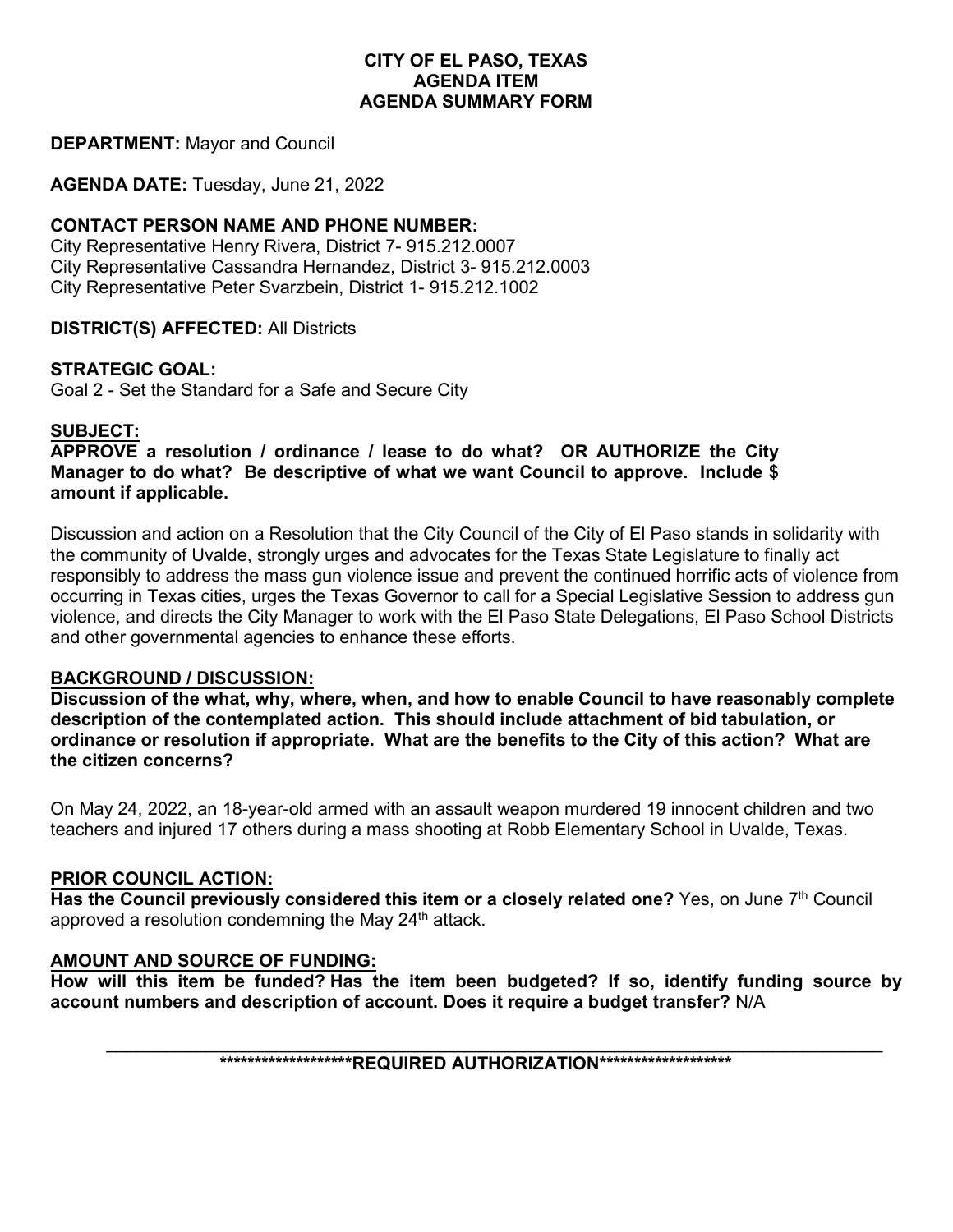**CITY OF EL PASO, TEXAS**
**AGENDA ITEM**
**AGENDA SUMMARY FORM**

**DEPARTMENT:** Mayor and Council

**AGENDA DATE:** Tuesday, June 21, 2022

**CONTACT PERSON NAME AND PHONE NUMBER:**
City Representative Henry Rivera, District 7- 915.212.0007
City Representative Cassandra Hernandez, District 3- 915.212.0003
City Representative Peter Svarzbein, District 1- 915.212.1002

**DISTRICT(S) AFFECTED:** All Districts

**STRATEGIC GOAL:**
Goal 2 - Set the Standard for a Safe and Secure City

**SUBJECT:**
**APPROVE a resolution / ordinance / lease to do what? OR AUTHORIZE the City Manager to do what? Be descriptive of what we want Council to approve. Include $ amount if applicable.**

Discussion and action on a Resolution that the City Council of the City of El Paso stands in solidarity with the community of Uvalde, strongly urges and advocates for the Texas State Legislature to finally act responsibly to address the mass gun violence issue and prevent the continued horrific acts of violence from occurring in Texas cities, urges the Texas Governor to call for a Special Legislative Session to address gun violence, and directs the City Manager to work with the El Paso State Delegations, El Paso School Districts and other governmental agencies to enhance these efforts.

**BACKGROUND / DISCUSSION:**
**Discussion of the what, why, where, when, and how to enable Council to have reasonably complete description of the contemplated action. This should include attachment of bid tabulation, or ordinance or resolution if appropriate. What are the benefits to the City of this action? What are the citizen concerns?**

On May 24, 2022, an 18-year-old armed with an assault weapon murdered 19 innocent children and two teachers and injured 17 others during a mass shooting at Robb Elementary School in Uvalde, Texas.

**PRIOR COUNCIL ACTION:**
**Has the Council previously considered this item or a closely related one?** Yes, on June 7th Council approved a resolution condemning the May 24th attack.

**AMOUNT AND SOURCE OF FUNDING:**
**How will this item be funded? Has the item been budgeted? If so, identify funding source by account numbers and description of account. Does it require a budget transfer?** N/A

**\*\*\*\*\*\*\*\*\*\*\*\*\*\*\*\*\*\*\*REQUIRED AUTHORIZATION\*\*\*\*\*\*\*\*\*\*\*\*\*\*\*\*\*\*\***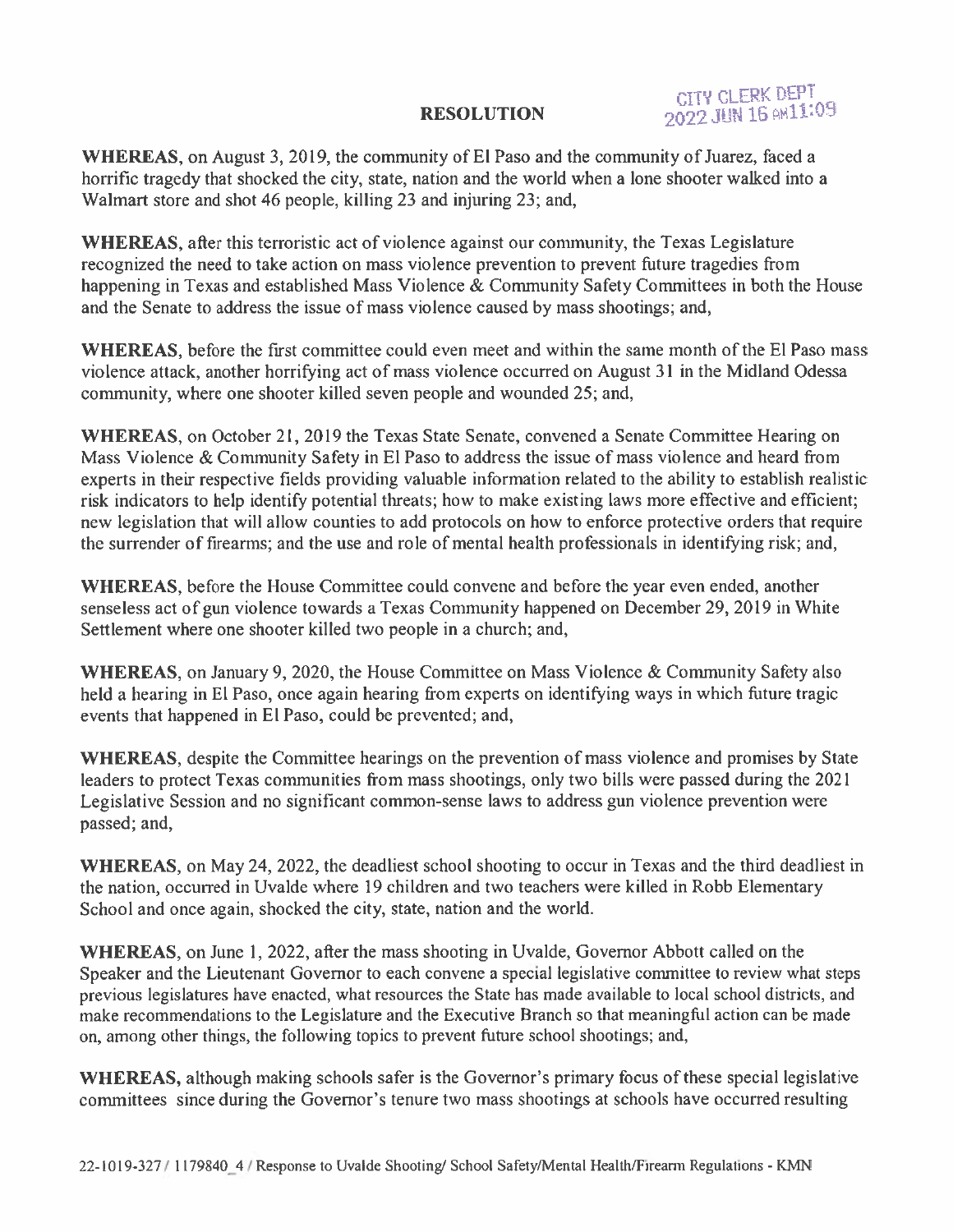# RESOLUTION

CITY CLERK DEPT
2022 JUN 16 AM11:09

**WHEREAS**, on August 3, 2019, the community of El Paso and the community of Juarez, faced a horrific tragedy that shocked the city, state, nation and the world when a lone shooter walked into a Walmart store and shot 46 people, killing 23 and injuring 23; and,

**WHEREAS**, after this terroristic act of violence against our community, the Texas Legislature recognized the need to take action on mass violence prevention to prevent future tragedies from happening in Texas and established Mass Violence & Community Safety Committees in both the House and the Senate to address the issue of mass violence caused by mass shootings; and,

**WHEREAS**, before the first committee could even meet and within the same month of the El Paso mass violence attack, another horrifying act of mass violence occurred on August 31 in the Midland Odessa community, where one shooter killed seven people and wounded 25; and,

**WHEREAS**, on October 21, 2019 the Texas State Senate, convened a Senate Committee Hearing on Mass Violence & Community Safety in El Paso to address the issue of mass violence and heard from experts in their respective fields providing valuable information related to the ability to establish realistic risk indicators to help identify potential threats; how to make existing laws more effective and efficient; new legislation that will allow counties to add protocols on how to enforce protective orders that require the surrender of firearms; and the use and role of mental health professionals in identifying risk; and,

**WHEREAS**, before the House Committee could convene and before the year even ended, another senseless act of gun violence towards a Texas Community happened on December 29, 2019 in White Settlement where one shooter killed two people in a church; and,

**WHEREAS**, on January 9, 2020, the House Committee on Mass Violence & Community Safety also held a hearing in El Paso, once again hearing from experts on identifying ways in which future tragic events that happened in El Paso, could be prevented; and,

**WHEREAS**, despite the Committee hearings on the prevention of mass violence and promises by State leaders to protect Texas communities from mass shootings, only two bills were passed during the 2021 Legislative Session and no significant common-sense laws to address gun violence prevention were passed; and,

**WHEREAS**, on May 24, 2022, the deadliest school shooting to occur in Texas and the third deadliest in the nation, occurred in Uvalde where 19 children and two teachers were killed in Robb Elementary School and once again, shocked the city, state, nation and the world.

**WHEREAS**, on June 1, 2022, after the mass shooting in Uvalde, Governor Abbott called on the Speaker and the Lieutenant Governor to each convene a special legislative committee to review what steps previous legislatures have enacted, what resources the State has made available to local school districts, and make recommendations to the Legislature and the Executive Branch so that meaningful action can be made on, among other things, the following topics to prevent future school shootings; and,

**WHEREAS**, although making schools safer is the Governor's primary focus of these special legislative committees since during the Governor's tenure two mass shootings at schools have occurred resulting

22-1019-327 / 1179840_4 / Response to Uvalde Shooting/ School Safety/Mental Health/Firearm Regulations - KMN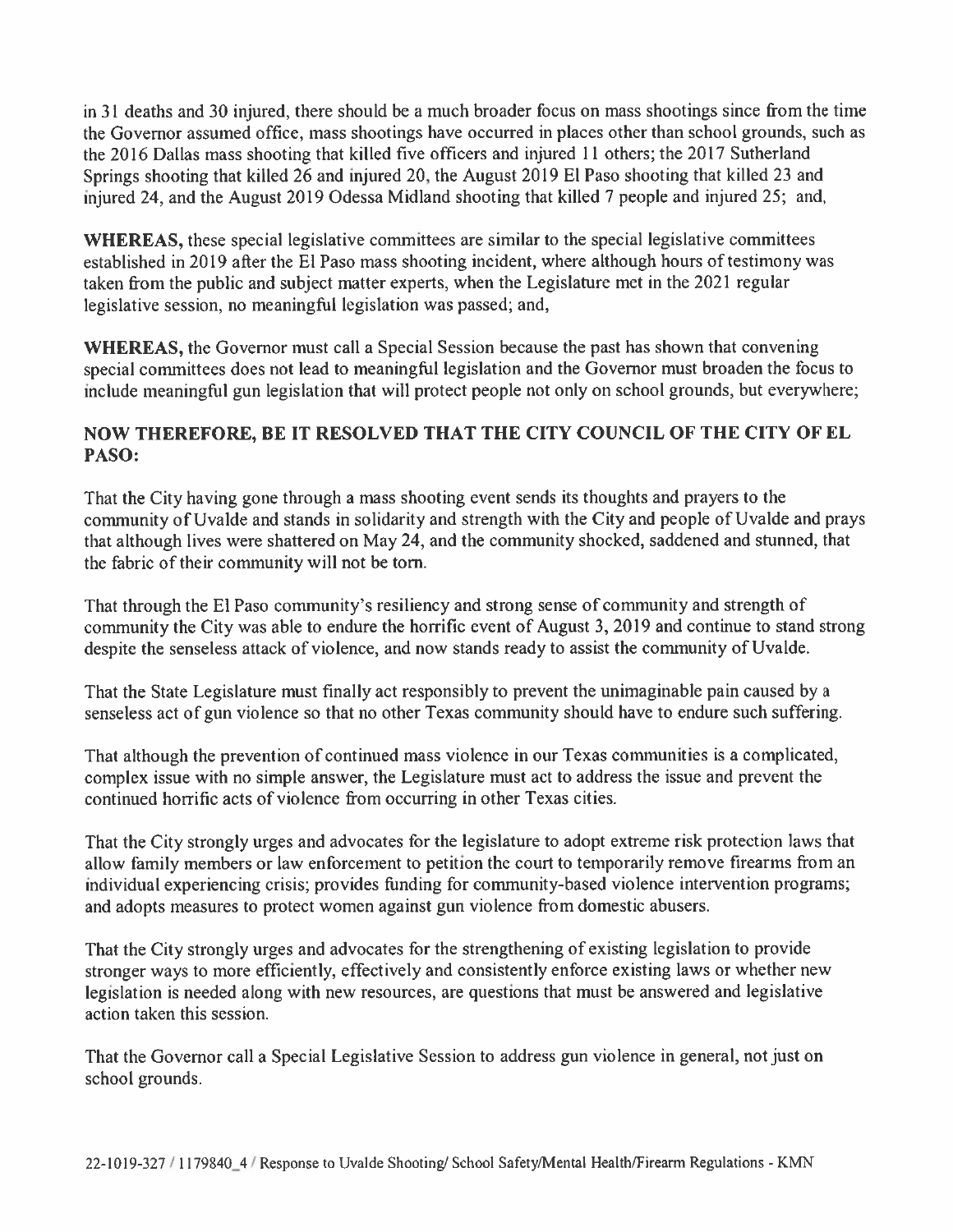in 31 deaths and 30 injured, there should be a much broader focus on mass shootings since from the time the Governor assumed office, mass shootings have occurred in places other than school grounds, such as the 2016 Dallas mass shooting that killed five officers and injured 11 others; the 2017 Sutherland Springs shooting that killed 26 and injured 20, the August 2019 El Paso shooting that killed 23 and injured 24, and the August 2019 Odessa Midland shooting that killed 7 people and injured 25; and,

**WHEREAS,** these special legislative committees are similar to the special legislative committees established in 2019 after the El Paso mass shooting incident, where although hours of testimony was taken from the public and subject matter experts, when the Legislature met in the 2021 regular legislative session, no meaningful legislation was passed; and,

**WHEREAS,** the Governor must call a Special Session because the past has shown that convening special committees does not lead to meaningful legislation and the Governor must broaden the focus to include meaningful gun legislation that will protect people not only on school grounds, but everywhere;

**NOW THEREFORE, BE IT RESOLVED THAT THE CITY COUNCIL OF THE CITY OF EL PASO:**

That the City having gone through a mass shooting event sends its thoughts and prayers to the community of Uvalde and stands in solidarity and strength with the City and people of Uvalde and prays that although lives were shattered on May 24, and the community shocked, saddened and stunned, that the fabric of their community will not be torn.

That through the El Paso community's resiliency and strong sense of community and strength of community the City was able to endure the horrific event of August 3, 2019 and continue to stand strong despite the senseless attack of violence, and now stands ready to assist the community of Uvalde.

That the State Legislature must finally act responsibly to prevent the unimaginable pain caused by a senseless act of gun violence so that no other Texas community should have to endure such suffering.

That although the prevention of continued mass violence in our Texas communities is a complicated, complex issue with no simple answer, the Legislature must act to address the issue and prevent the continued horrific acts of violence from occurring in other Texas cities.

That the City strongly urges and advocates for the legislature to adopt extreme risk protection laws that allow family members or law enforcement to petition the court to temporarily remove firearms from an individual experiencing crisis; provides funding for community-based violence intervention programs; and adopts measures to protect women against gun violence from domestic abusers.

That the City strongly urges and advocates for the strengthening of existing legislation to provide stronger ways to more efficiently, effectively and consistently enforce existing laws or whether new legislation is needed along with new resources, are questions that must be answered and legislative action taken this session.

That the Governor call a Special Legislative Session to address gun violence in general, not just on school grounds.

22-1019-327 / 1179840_4 / Response to Uvalde Shooting/ School Safety/Mental Health/Firearm Regulations - KMN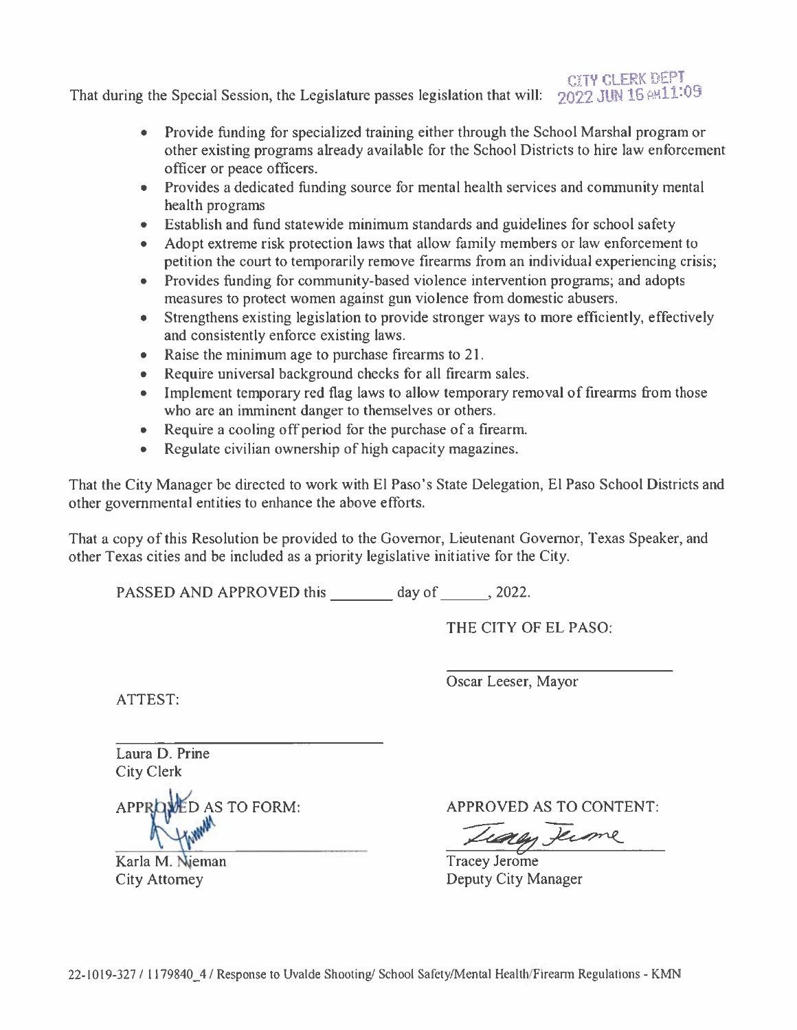CITY CLERK DEPT
2022 JUN 16 AM 11:09

That during the Special Session, the Legislature passes legislation that will:

- Provide funding for specialized training either through the School Marshal program or other existing programs already available for the School Districts to hire law enforcement officer or peace officers.
- Provides a dedicated funding source for mental health services and community mental health programs
- Establish and fund statewide minimum standards and guidelines for school safety
- Adopt extreme risk protection laws that allow family members or law enforcement to petition the court to temporarily remove firearms from an individual experiencing crisis;
- Provides funding for community-based violence intervention programs; and adopts measures to protect women against gun violence from domestic abusers.
- Strengthens existing legislation to provide stronger ways to more efficiently, effectively and consistently enforce existing laws.
- Raise the minimum age to purchase firearms to 21.
- Require universal background checks for all firearm sales.
- Implement temporary red flag laws to allow temporary removal of firearms from those who are an imminent danger to themselves or others.
- Require a cooling off period for the purchase of a firearm.
- Regulate civilian ownership of high capacity magazines.

That the City Manager be directed to work with El Paso's State Delegation, El Paso School Districts and other governmental entities to enhance the above efforts.

That a copy of this Resolution be provided to the Governor, Lieutenant Governor, Texas Speaker, and other Texas cities and be included as a priority legislative initiative for the City.

PASSED AND APPROVED this ________ day of ______, 2022.

THE CITY OF EL PASO:

______________________
Oscar Leeser, Mayor

ATTEST:

______________________
Laura D. Prine
City Clerk

APPROVED AS TO FORM:

______________________
Karla M. Nieman
City Attorney

APPROVED AS TO CONTENT:

______________________
Tracey Jerome
Deputy City Manager

22-1019-327 / 1179840_4 / Response to Uvalde Shooting/ School Safety/Mental Health/Firearm Regulations - KMN